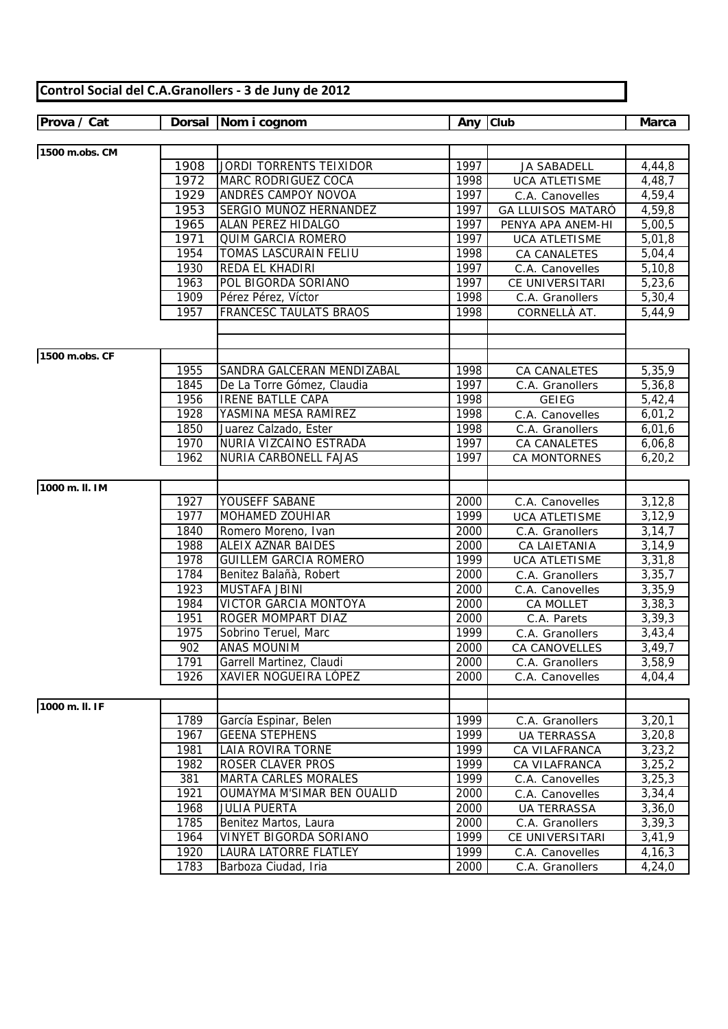**Control Social del C.A.Granollers - 3 de Juny de 2012**

| Prova / Cat | Dorsal | Nom i cognom | Any | Club | Marca |
|---|---|---|---|---|---|
| **1500 m.obs. CM** | | | | | |
| | 1908 | JORDI TORRENTS TEIXIDOR | 1997 | JA SABADELL | 4,44,8 |
| | 1972 | MARC RODRIGUEZ COCA | 1998 | UCA ATLETISME | 4,48,7 |
| | 1929 | ANDRÉS CAMPOY NOVOA | 1997 | C.A. Canovelles | 4,59,4 |
| | 1953 | SERGIO MUÑOZ HERNANDEZ | 1997 | GA LLUISOS MATARÓ | 4,59,8 |
| | 1965 | ALAN PEREZ HIDALGO | 1997 | PENYA APA ANEM-HI | 5,00,5 |
| | 1971 | QUIM GARCIA ROMERO | 1997 | UCA ATLETISME | 5,01,8 |
| | 1954 | TOMAS LASCURAIN FELIU | 1998 | CA CANALETES | 5,04,4 |
| | 1930 | REDA EL KHADIRI | 1997 | C.A. Canovelles | 5,10,8 |
| | 1963 | POL BIGORDA SORIANO | 1997 | CE UNIVERSITARI | 5,23,6 |
| | 1909 | Pérez Pérez, Víctor | 1998 | C.A. Granollers | 5,30,4 |
| | 1957 | FRANCESC TAULATS BRAOS | 1998 | CORNELLÀ AT. | 5,44,9 |
| **1500 m.obs. CF** | | | | | |
| | 1955 | SANDRA GALCERAN MENDIZABAL | 1998 | CA CANALETES | 5,35,9 |
| | 1845 | De La Torre Gómez, Claudia | 1997 | C.A. Granollers | 5,36,8 |
| | 1956 | IRENE BATLLE CAPA | 1998 | GEIEG | 5,42,4 |
| | 1928 | YASMINA MESA RAMÍREZ | 1998 | C.A. Canovelles | 6,01,2 |
| | 1850 | Juarez Calzado, Ester | 1998 | C.A. Granollers | 6,01,6 |
| | 1970 | NURIA VIZCAINO ESTRADA | 1997 | CA CANALETES | 6,06,8 |
| | 1962 | NURIA CARBONELL FAJAS | 1997 | CA MONTORNES | 6,20,2 |
| **1000 m. ll. IM** | | | | | |
| | 1927 | YOUSEFF SABANE | 2000 | C.A. Canovelles | 3,12,8 |
| | 1977 | MOHAMED ZOUHIAR | 1999 | UCA ATLETISME | 3,12,9 |
| | 1840 | Romero Moreno, Ivan | 2000 | C.A. Granollers | 3,14,7 |
| | 1988 | ALEIX AZNAR BAIDES | 2000 | CA LAIETANIA | 3,14,9 |
| | 1978 | GUILLEM GARCIA ROMERO | 1999 | UCA ATLETISME | 3,31,8 |
| | 1784 | Benitez Balañà, Robert | 2000 | C.A. Granollers | 3,35,7 |
| | 1923 | MUSTAFA JBINI | 2000 | C.A. Canovelles | 3,35,9 |
| | 1984 | VICTOR GARCIA MONTOYA | 2000 | CA MOLLET | 3,38,3 |
| | 1951 | ROGER MOMPART DIAZ | 2000 | C.A. Parets | 3,39,3 |
| | 1975 | Sobrino Teruel, Marc | 1999 | C.A. Granollers | 3,43,4 |
| | 902 | ANAS MOUNIM | 2000 | CA CANOVELLES | 3,49,7 |
| | 1791 | Garrell Martinez, Claudi | 2000 | C.A. Granollers | 3,58,9 |
| | 1926 | XAVIER NOGUEIRA LÓPEZ | 2000 | C.A. Canovelles | 4,04,4 |
| **1000 m. ll. IF** | | | | | |
| | 1789 | García Espinar, Belen | 1999 | C.A. Granollers | 3,20,1 |
| | 1967 | GEENA STEPHENS | 1999 | UA TERRASSA | 3,20,8 |
| | 1981 | LAIA ROVIRA TORNE | 1999 | CA VILAFRANCA | 3,23,2 |
| | 1982 | ROSER CLAVER PROS | 1999 | CA VILAFRANCA | 3,25,2 |
| | 381 | MARTA CARLES MORALES | 1999 | C.A. Canovelles | 3,25,3 |
| | 1921 | OUMAYMA M'SIMAR BEN OUALID | 2000 | C.A. Canovelles | 3,34,4 |
| | 1968 | JULIA PUERTA | 2000 | UA TERRASSA | 3,36,0 |
| | 1785 | Benitez Martos, Laura | 2000 | C.A. Granollers | 3,39,3 |
| | 1964 | VINYET BIGORDA SORIANO | 1999 | CE UNIVERSITARI | 3,41,9 |
| | 1920 | LAURA LATORRE FLATLEY | 1999 | C.A. Canovelles | 4,16,3 |
| | 1783 | Barboza Ciudad, Iria | 2000 | C.A. Granollers | 4,24,0 |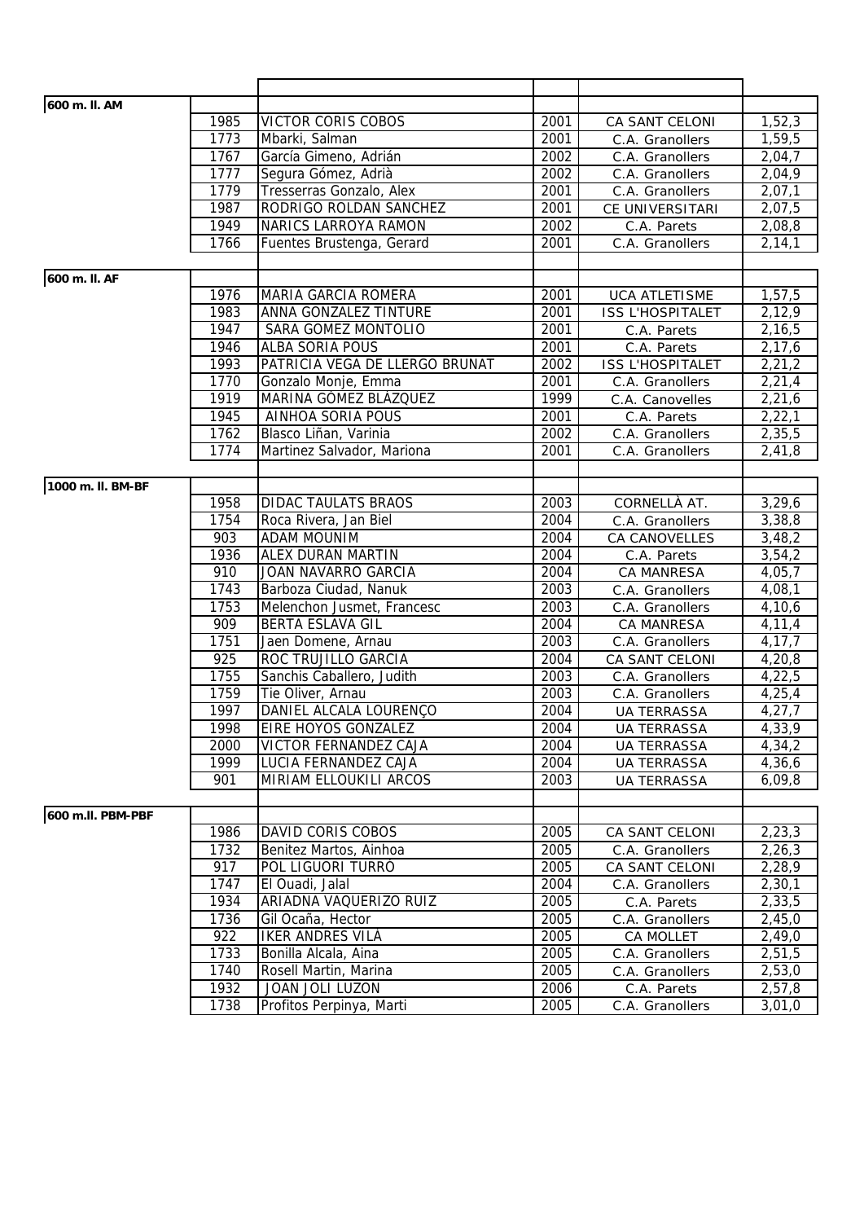### 600 m. ll. AM

| Dorsal | Nom | Any | Club | Marca |
|---|---|---|---|---|
| 1985 | VICTOR CORIS COBOS | 2001 | CA SANT CELONI | 1,52,3 |
| 1773 | Mbarki, Salman | 2001 | C.A. Granollers | 1,59,5 |
| 1767 | García Gimeno, Adrián | 2002 | C.A. Granollers | 2,04,7 |
| 1777 | Segura Gómez, Adrià | 2002 | C.A. Granollers | 2,04,9 |
| 1779 | Tresserras Gonzalo, Alex | 2001 | C.A. Granollers | 2,07,1 |
| 1987 | RODRIGO ROLDAN SANCHEZ | 2001 | CE UNIVERSITARI | 2,07,5 |
| 1949 | NARICS LARROYA RAMON | 2002 | C.A. Parets | 2,08,8 |
| 1766 | Fuentes Brustenga, Gerard | 2001 | C.A. Granollers | 2,14,1 |

### 600 m. ll. AF

| Dorsal | Nom | Any | Club | Marca |
|---|---|---|---|---|
| 1976 | MARIA GARCIA ROMERA | 2001 | UCA ATLETISME | 1,57,5 |
| 1983 | ANNA GONZALEZ TINTURE | 2001 | ISS L'HOSPITALET | 2,12,9 |
| 1947 | SARA GOMEZ MONTOLIO | 2001 | C.A. Parets | 2,16,5 |
| 1946 | ALBA SORIA POUS | 2001 | C.A. Parets | 2,17,6 |
| 1993 | PATRICIA VEGA DE LLERGO BRUNAT | 2002 | ISS L'HOSPITALET | 2,21,2 |
| 1770 | Gonzalo Monje, Emma | 2001 | C.A. Granollers | 2,21,4 |
| 1919 | MARINA GÓMEZ BLÁZQUEZ | 1999 | C.A. Canovelles | 2,21,6 |
| 1945 | AINHOA SORIA POUS | 2001 | C.A. Parets | 2,22,1 |
| 1762 | Blasco Liñan, Varinia | 2002 | C.A. Granollers | 2,35,5 |
| 1774 | Martinez Salvador, Mariona | 2001 | C.A. Granollers | 2,41,8 |

### 1000 m. ll. BM-BF

| Dorsal | Nom | Any | Club | Marca |
|---|---|---|---|---|
| 1958 | DIDAC TAULATS BRAOS | 2003 | CORNELLÀ AT. | 3,29,6 |
| 1754 | Roca Rivera, Jan Biel | 2004 | C.A. Granollers | 3,38,8 |
| 903 | ADAM MOUNIM | 2004 | CA CANOVELLES | 3,48,2 |
| 1936 | ALEX DURAN MARTIN | 2004 | C.A. Parets | 3,54,2 |
| 910 | JOAN NAVARRO GARCIA | 2004 | CA MANRESA | 4,05,7 |
| 1743 | Barboza Ciudad, Nanuk | 2003 | C.A. Granollers | 4,08,1 |
| 1753 | Melenchon Jusmet, Francesc | 2003 | C.A. Granollers | 4,10,6 |
| 909 | BERTA ESLAVA GIL | 2004 | CA MANRESA | 4,11,4 |
| 1751 | Jaen Domene, Arnau | 2003 | C.A. Granollers | 4,17,7 |
| 925 | ROC TRUJILLO GARCIA | 2004 | CA SANT CELONI | 4,20,8 |
| 1755 | Sanchis Caballero, Judith | 2003 | C.A. Granollers | 4,22,5 |
| 1759 | Tie Oliver, Arnau | 2003 | C.A. Granollers | 4,25,4 |
| 1997 | DANIEL ALCALA LOURENÇO | 2004 | UA TERRASSA | 4,27,7 |
| 1998 | EIRE HOYOS GONZALEZ | 2004 | UA TERRASSA | 4,33,9 |
| 2000 | VICTOR FERNANDEZ CAJA | 2004 | UA TERRASSA | 4,34,2 |
| 1999 | LUCIA FERNANDEZ CAJA | 2004 | UA TERRASSA | 4,36,6 |
| 901 | MIRIAM ELLOUKILI ARCOS | 2003 | UA TERRASSA | 6,09,8 |

### 600 m.ll. PBM-PBF

| Dorsal | Nom | Any | Club | Marca |
|---|---|---|---|---|
| 1986 | DAVID CORIS COBOS | 2005 | CA SANT CELONI | 2,23,3 |
| 1732 | Benitez Martos, Ainhoa | 2005 | C.A. Granollers | 2,26,3 |
| 917 | POL LIGUORI TURRÓ | 2005 | CA SANT CELONI | 2,28,9 |
| 1747 | El Ouadi, Jalal | 2004 | C.A. Granollers | 2,30,1 |
| 1934 | ARIADNA VAQUERIZO RUIZ | 2005 | C.A. Parets | 2,33,5 |
| 1736 | Gil Ocaña, Hector | 2005 | C.A. Granollers | 2,45,0 |
| 922 | IKER ANDRES VILÀ | 2005 | CA MOLLET | 2,49,0 |
| 1733 | Bonilla Alcala, Aina | 2005 | C.A. Granollers | 2,51,5 |
| 1740 | Rosell Martin, Marina | 2005 | C.A. Granollers | 2,53,0 |
| 1932 | JOAN JOLI LUZON | 2006 | C.A. Parets | 2,57,8 |
| 1738 | Profitos Perpinya, Marti | 2005 | C.A. Granollers | 3,01,0 |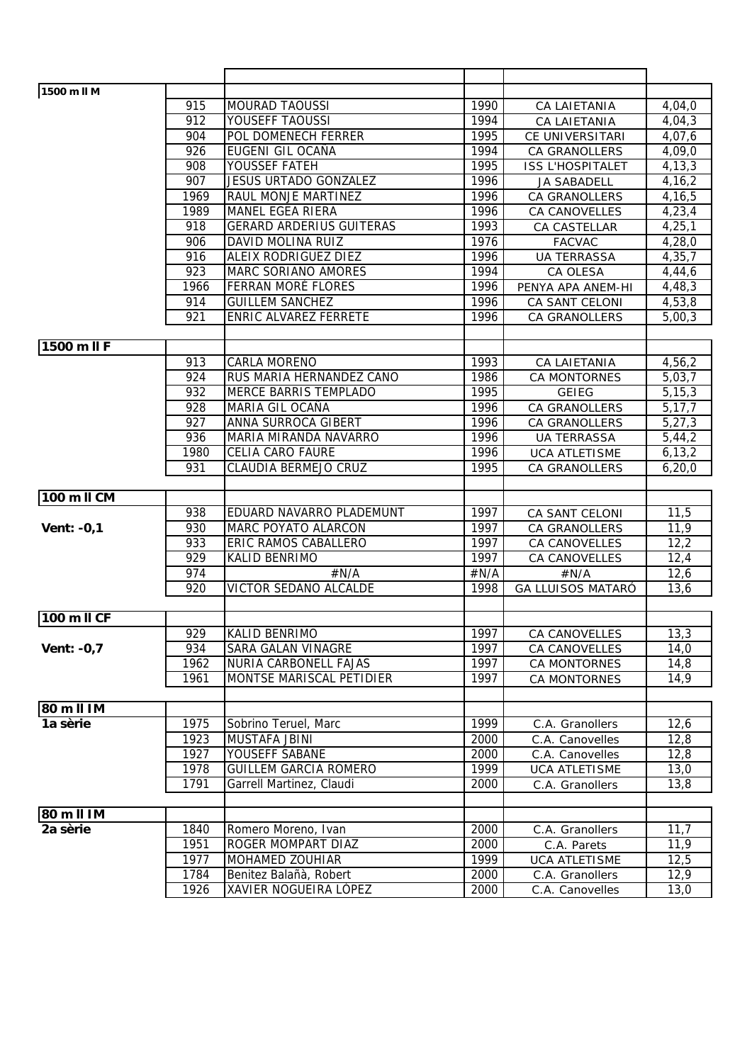| | | | | | |
|---|---|---|---|---|---|
| **1500 m II M** | | | | | |
| | 915 | MOURAD TAOUSSI | 1990 | CA LAIETANIA | 4,04,0 |
| | 912 | YOUSEFF TAOUSSI | 1994 | CA LAIETANIA | 4,04,3 |
| | 904 | POL DOMENECH FERRER | 1995 | CE UNIVERSITARI | 4,07,6 |
| | 926 | EUGENI GIL OCAÑA | 1994 | CA GRANOLLERS | 4,09,0 |
| | 908 | YOUSSEF FATEH | 1995 | ISS L'HOSPITALET | 4,13,3 |
| | 907 | JESUS URTADO GONZALEZ | 1996 | JA SABADELL | 4,16,2 |
| | 1969 | RAUL MONJE MARTINEZ | 1996 | CA GRANOLLERS | 4,16,5 |
| | 1989 | MANEL EGEA RIERA | 1996 | CA CANOVELLES | 4,23,4 |
| | 918 | GERARD ARDERIUS GUITERAS | 1993 | CA CASTELLAR | 4,25,1 |
| | 906 | DAVID MOLINA RUIZ | 1976 | FACVAC | 4,28,0 |
| | 916 | ALEIX RODRIGUEZ DIEZ | 1996 | UA TERRASSA | 4,35,7 |
| | 923 | MARC SORIANO AMORES | 1994 | CA OLESA | 4,44,6 |
| | 1966 | FERRAN MORÉ FLORES | 1996 | PENYA APA ANEM-HI | 4,48,3 |
| | 914 | GUILLEM SANCHEZ | 1996 | CA SANT CELONI | 4,53,8 |
| | 921 | ENRIC ALVAREZ FERRETE | 1996 | CA GRANOLLERS | 5,00,3 |
| | | | | | |
| **1500 m II F** | | | | | |
| | 913 | CARLA MORENO | 1993 | CA LAIETANIA | 4,56,2 |
| | 924 | RUS MARIA HERNANDEZ CANO | 1986 | CA MONTORNES | 5,03,7 |
| | 932 | MERCE BARRIS TEMPLADO | 1995 | GEIEG | 5,15,3 |
| | 928 | MARIA GIL OCAÑA | 1996 | CA GRANOLLERS | 5,17,7 |
| | 927 | ANNA SURROCA GIBERT | 1996 | CA GRANOLLERS | 5,27,3 |
| | 936 | MARIA MIRANDA NAVARRO | 1996 | UA TERRASSA | 5,44,2 |
| | 1980 | CELIA CARO FAURE | 1996 | UCA ATLETISME | 6,13,2 |
| | 931 | CLAUDIA BERMEJO CRUZ | 1995 | CA GRANOLLERS | 6,20,0 |
| | | | | | |
| **100 m II CM** | | | | | |
| | 938 | EDUARD NAVARRO PLADEMUNT | 1997 | CA SANT CELONI | 11,5 |
| **Vent: -0,1** | 930 | MARC POYATO ALARCON | 1997 | CA GRANOLLERS | 11,9 |
| | 933 | ERIC RAMOS CABALLERO | 1997 | CA CANOVELLES | 12,2 |
| | 929 | KALID BENRIMO | 1997 | CA CANOVELLES | 12,4 |
| | 974 | #N/A | #N/A | #N/A | 12,6 |
| | 920 | VICTOR SEDANO ALCALDE | 1998 | GA LLUISOS MATARÓ | 13,6 |
| | | | | | |
| **100 m II CF** | | | | | |
| | 929 | KALID BENRIMO | 1997 | CA CANOVELLES | 13,3 |
| **Vent: -0,7** | 934 | SARA GALAN VINAGRE | 1997 | CA CANOVELLES | 14,0 |
| | 1962 | NURIA CARBONELL FAJAS | 1997 | CA MONTORNES | 14,8 |
| | 1961 | MONTSE MARISCAL PETIDIER | 1997 | CA MONTORNES | 14,9 |
| | | | | | |
| **80 m II IM** | | | | | |
| **1a sèrie** | 1975 | Sobrino Teruel, Marc | 1999 | C.A. Granollers | 12,6 |
| | 1923 | MUSTAFA JBINI | 2000 | C.A. Canovelles | 12,8 |
| | 1927 | YOUSEFF SABANE | 2000 | C.A. Canovelles | 12,8 |
| | 1978 | GUILLEM GARCIA ROMERO | 1999 | UCA ATLETISME | 13,0 |
| | 1791 | Garrell Martinez, Claudi | 2000 | C.A. Granollers | 13,8 |
| | | | | | |
| **80 m II IM** | | | | | |
| **2a sèrie** | 1840 | Romero Moreno, Ivan | 2000 | C.A. Granollers | 11,7 |
| | 1951 | ROGER MOMPART DIAZ | 2000 | C.A. Parets | 11,9 |
| | 1977 | MOHAMED ZOUHIAR | 1999 | UCA ATLETISME | 12,5 |
| | 1784 | Benitez Balañà, Robert | 2000 | C.A. Granollers | 12,9 |
| | 1926 | XAVIER NOGUEIRA LÓPEZ | 2000 | C.A. Canovelles | 13,0 |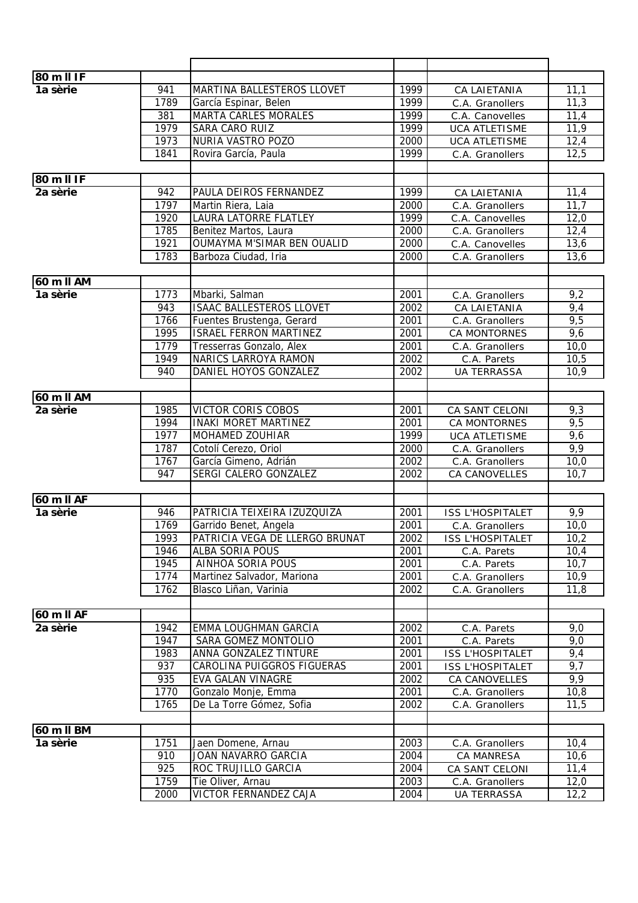| 80 m ll IF | | | | | |
|---|---|---|---|---|---|
| 1a sèrie | 941 | MARTINA BALLESTEROS LLOVET | 1999 | CA LAIETANIA | 11,1 |
| | 1789 | García Espinar, Belen | 1999 | C.A. Granollers | 11,3 |
| | 381 | MARTA CARLES MORALES | 1999 | C.A. Canovelles | 11,4 |
| | 1979 | SARA CARO RUIZ | 1999 | UCA ATLETISME | 11,9 |
| | 1973 | NURIA VASTRO POZO | 2000 | UCA ATLETISME | 12,4 |
| | 1841 | Rovira García, Paula | 1999 | C.A. Granollers | 12,5 |

| 80 m ll IF | | | | | |
|---|---|---|---|---|---|
| 2a sèrie | 942 | PAULA DEIROS FERNANDEZ | 1999 | CA LAIETANIA | 11,4 |
| | 1797 | Martin Riera, Laia | 2000 | C.A. Granollers | 11,7 |
| | 1920 | LAURA LATORRE FLATLEY | 1999 | C.A. Canovelles | 12,0 |
| | 1785 | Benitez Martos, Laura | 2000 | C.A. Granollers | 12,4 |
| | 1921 | OUMAYMA M'SIMAR BEN OUALID | 2000 | C.A. Canovelles | 13,6 |
| | 1783 | Barboza Ciudad, Iria | 2000 | C.A. Granollers | 13,6 |

| 60 m ll AM | | | | | |
|---|---|---|---|---|---|
| 1a sèrie | 1773 | Mbarki, Salman | 2001 | C.A. Granollers | 9,2 |
| | 943 | ISAAC BALLESTEROS LLOVET | 2002 | CA LAIETANIA | 9,4 |
| | 1766 | Fuentes Brustenga, Gerard | 2001 | C.A. Granollers | 9,5 |
| | 1995 | ISRAEL FERRON MARTINEZ | 2001 | CA MONTORNES | 9,6 |
| | 1779 | Tresserras Gonzalo, Alex | 2001 | C.A. Granollers | 10,0 |
| | 1949 | NARICS LARROYA RAMON | 2002 | C.A. Parets | 10,5 |
| | 940 | DANIEL HOYOS GONZALEZ | 2002 | UA TERRASSA | 10,9 |

| 60 m ll AM | | | | | |
|---|---|---|---|---|---|
| 2a sèrie | 1985 | VICTOR CORIS COBOS | 2001 | CA SANT CELONI | 9,3 |
| | 1994 | INAKI MORET MARTINEZ | 2001 | CA MONTORNES | 9,5 |
| | 1977 | MOHAMED ZOUHIAR | 1999 | UCA ATLETISME | 9,6 |
| | 1787 | Cotolí Cerezo, Oriol | 2000 | C.A. Granollers | 9,9 |
| | 1767 | García Gimeno, Adrián | 2002 | C.A. Granollers | 10,0 |
| | 947 | SERGI CALERO GONZALEZ | 2002 | CA CANOVELLES | 10,7 |

| 60 m ll AF | | | | | |
|---|---|---|---|---|---|
| 1a sèrie | 946 | PATRICIA TEIXEIRA IZUZQUIZA | 2001 | ISS L'HOSPITALET | 9,9 |
| | 1769 | Garrido Benet, Angela | 2001 | C.A. Granollers | 10,0 |
| | 1993 | PATRICIA VEGA DE LLERGO BRUNAT | 2002 | ISS L'HOSPITALET | 10,2 |
| | 1946 | ALBA SORIA POUS | 2001 | C.A. Parets | 10,4 |
| | 1945 | AINHOA SORIA POUS | 2001 | C.A. Parets | 10,7 |
| | 1774 | Martinez Salvador, Mariona | 2001 | C.A. Granollers | 10,9 |
| | 1762 | Blasco Liñan, Varinia | 2002 | C.A. Granollers | 11,8 |

| 60 m ll AF | | | | | |
|---|---|---|---|---|---|
| 2a sèrie | 1942 | EMMA LOUGHMAN GARCÌA | 2002 | C.A. Parets | 9,0 |
| | 1947 | SARA GOMEZ MONTOLIO | 2001 | C.A. Parets | 9,0 |
| | 1983 | ANNA GONZALEZ TINTURE | 2001 | ISS L'HOSPITALET | 9,4 |
| | 937 | CAROLINA PUIGGROS FIGUERAS | 2001 | ISS L'HOSPITALET | 9,7 |
| | 935 | EVA GALAN VINAGRE | 2002 | CA CANOVELLES | 9,9 |
| | 1770 | Gonzalo Monje, Emma | 2001 | C.A. Granollers | 10,8 |
| | 1765 | De La Torre Gómez, Sofia | 2002 | C.A. Granollers | 11,5 |

| 60 m ll BM | | | | | |
|---|---|---|---|---|---|
| 1a sèrie | 1751 | Jaen Domene, Arnau | 2003 | C.A. Granollers | 10,4 |
| | 910 | JOAN NAVARRO GARCIA | 2004 | CA MANRESA | 10,6 |
| | 925 | ROC TRUJILLO GARCIA | 2004 | CA SANT CELONI | 11,4 |
| | 1759 | Tie Oliver, Arnau | 2003 | C.A. Granollers | 12,0 |
| | 2000 | VICTOR FERNANDEZ CAJA | 2004 | UA TERRASSA | 12,2 |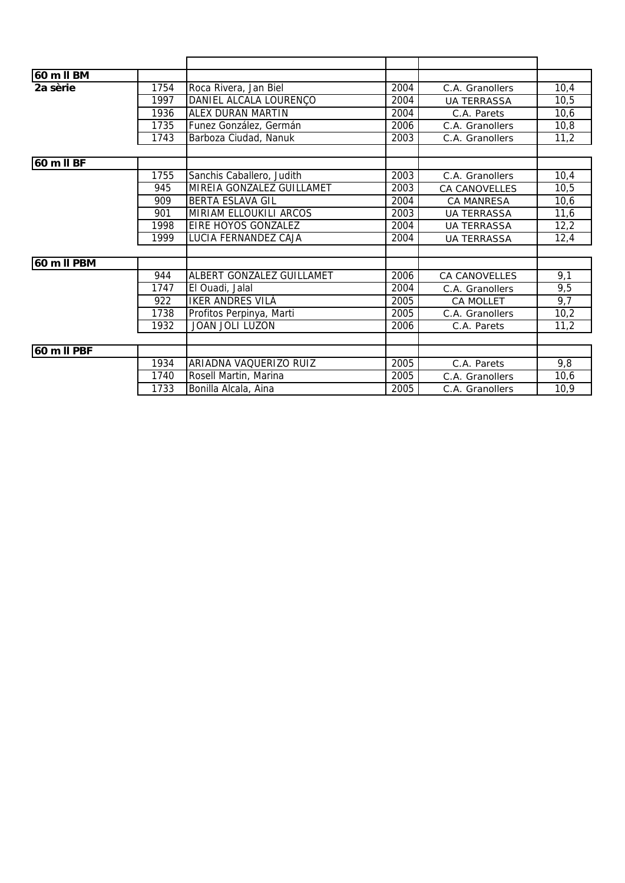| | | | | | |
|---|---|---|---|---|---|
| **60 m ll BM** | | | | | |
| **2a sèrie** | 1754 | Roca Rivera, Jan Biel | 2004 | C.A. Granollers | 10,4 |
| | 1997 | DANIEL ALCALA LOURENÇO | 2004 | UA TERRASSA | 10,5 |
| | 1936 | ALEX DURAN MARTIN | 2004 | C.A. Parets | 10,6 |
| | 1735 | Funez González, Germán | 2006 | C.A. Granollers | 10,8 |
| | 1743 | Barboza Ciudad, Nanuk | 2003 | C.A. Granollers | 11,2 |
| | | | | | |
| **60 m ll BF** | | | | | |
| | 1755 | Sanchis Caballero, Judith | 2003 | C.A. Granollers | 10,4 |
| | 945 | MIREIA GONZALEZ GUILLAMET | 2003 | CA CANOVELLES | 10,5 |
| | 909 | BERTA ESLAVA GIL | 2004 | CA MANRESA | 10,6 |
| | 901 | MIRIAM ELLOUKILI ARCOS | 2003 | UA TERRASSA | 11,6 |
| | 1998 | EIRE HOYOS GONZALEZ | 2004 | UA TERRASSA | 12,2 |
| | 1999 | LUCIA FERNANDEZ CAJA | 2004 | UA TERRASSA | 12,4 |
| | | | | | |
| **60 m ll PBM** | | | | | |
| | 944 | ALBERT GONZALEZ GUILLAMET | 2006 | CA CANOVELLES | 9,1 |
| | 1747 | El Ouadi, Jalal | 2004 | C.A. Granollers | 9,5 |
| | 922 | IKER ANDRES VILÀ | 2005 | CA MOLLET | 9,7 |
| | 1738 | Profitos Perpinya, Marti | 2005 | C.A. Granollers | 10,2 |
| | 1932 | JOAN JOLI LUZON | 2006 | C.A. Parets | 11,2 |
| | | | | | |
| **60 m ll PBF** | | | | | |
| | 1934 | ARIADNA VAQUERIZO RUIZ | 2005 | C.A. Parets | 9,8 |
| | 1740 | Rosell Martin, Marina | 2005 | C.A. Granollers | 10,6 |
| | 1733 | Bonilla Alcala, Aina | 2005 | C.A. Granollers | 10,9 |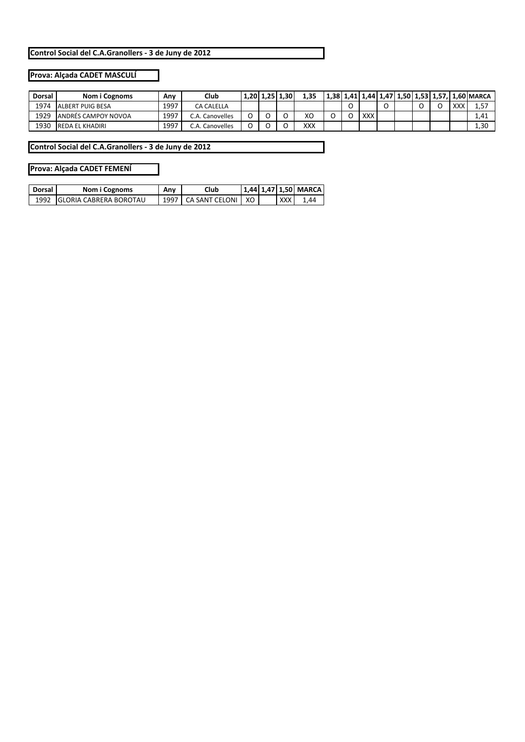**Control Social del C.A.Granollers - 3 de Juny de 2012**

**Prova: Alçada CADET MASCULÍ**

| Dorsal | Nom i Cognoms | Any | Club | 1,20 | 1,25 | 1,30 | 1,35 | 1,38 | 1,41 | 1,44 | 1,47 | 1,50 | 1,53 | 1,57, | 1,60 | MARCA |
|---|---|---|---|---|---|---|---|---|---|---|---|---|---|---|---|---|
| 1974 | ALBERT PUIG BESA | 1997 | CA CALELLA | | | | | | O | | O | | O | O | XXX | 1,57 |
| 1929 | ANDRÉS CAMPOY NOVOA | 1997 | C.A. Canovelles | O | O | O | XO | O | O | XXX | | | | | | 1,41 |
| 1930 | REDA EL KHADIRI | 1997 | C.A. Canovelles | O | O | O | XXX | | | | | | | | | 1,30 |

**Control Social del C.A.Granollers - 3 de Juny de 2012**

**Prova: Alçada CADET FEMENÍ**

| Dorsal | Nom i Cognoms | Any | Club | 1,44 | 1,47 | 1,50 | MARCA |
|---|---|---|---|---|---|---|---|
| 1992 | GLORIA CABRERA BOROTAU | 1997 | CA SANT CELONI | XO | | XXX | 1,44 |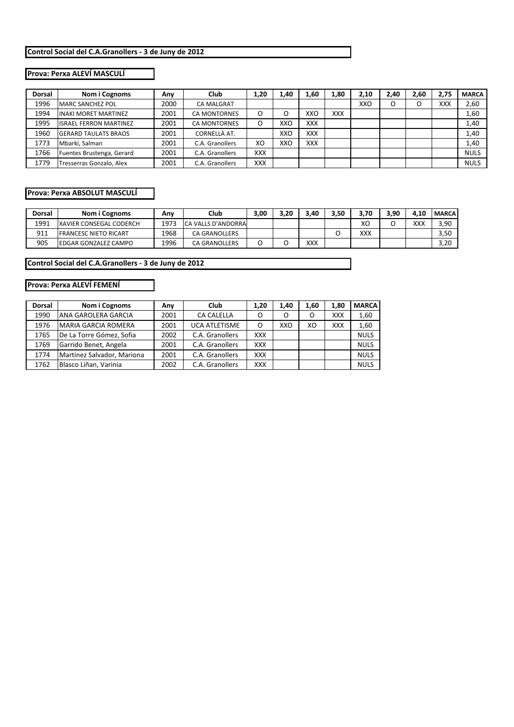**Control Social del C.A.Granollers - 3 de Juny de 2012**

**Prova: Perxa ALEVÍ MASCULÍ**

| Dorsal | Nom i Cognoms | Any | Club | 1,20 | 1,40 | 1,60 | 1,80 | 2,10 | 2,40 | 2,60 | 2,75 | MARCA |
|---|---|---|---|---|---|---|---|---|---|---|---|---|
| 1996 | MARC SANCHEZ POL | 2000 | CA MALGRAT | | | | | XXO | O | O | XXX | 2,60 |
| 1994 | INAKI MORET MARTINEZ | 2001 | CA MONTORNES | O | O | XXO | XXX | | | | | 1,60 |
| 1995 | ISRAEL FERRON MARTINEZ | 2001 | CA MONTORNES | O | XXO | XXX | | | | | | 1,40 |
| 1960 | GERARD TAULATS BRAOS | 2001 | CORNELLÀ AT. | | XXO | XXX | | | | | | 1,40 |
| 1773 | Mbarki, Salman | 2001 | C.A. Granollers | XO | XXO | XXX | | | | | | 1,40 |
| 1766 | Fuentes Brustenga, Gerard | 2001 | C.A. Granollers | XXX | | | | | | | | NULS |
| 1779 | Tresserras Gonzalo, Alex | 2001 | C.A. Granollers | XXX | | | | | | | | NULS |

**Prova: Perxa ABSOLUT MASCULÍ**

| Dorsal | Nom i Cognoms | Any | Club | 3,00 | 3,20 | 3,40 | 3,50 | 3,70 | 3,90 | 4,10 | MARCA |
|---|---|---|---|---|---|---|---|---|---|---|---|
| 1991 | XAVIER CONSEGAL CODERCH | 1973 | CA VALLS D'ANDORRA | | | | | XO | O | XXX | 3,90 |
| 911 | FRANCESC NIETO RICART | 1968 | CA GRANOLLERS | | | | O | XXX | | | 3,50 |
| 905 | EDGAR GONZALEZ CAMPO | 1996 | CA GRANOLLERS | O | O | XXX | | | | | 3,20 |

**Control Social del C.A.Granollers - 3 de Juny de 2012**

**Prova: Perxa ALEVÍ FEMENÍ**

| Dorsal | Nom i Cognoms | Any | Club | 1,20 | 1,40 | 1,60 | 1,80 | MARCA |
|---|---|---|---|---|---|---|---|---|
| 1990 | ANA GAROLERA GARCIA | 2001 | CA CALELLA | O | O | O | XXX | 1,60 |
| 1976 | MARIA GARCIA ROMERA | 2001 | UCA ATLETISME | O | XXO | XO | XXX | 1,60 |
| 1765 | De La Torre Gómez, Sofia | 2002 | C.A. Granollers | XXX | | | | NULS |
| 1769 | Garrido Benet, Angela | 2001 | C.A. Granollers | XXX | | | | NULS |
| 1774 | Martinez Salvador, Mariona | 2001 | C.A. Granollers | XXX | | | | NULS |
| 1762 | Blasco Liñan, Varinia | 2002 | C.A. Granollers | XXX | | | | NULS |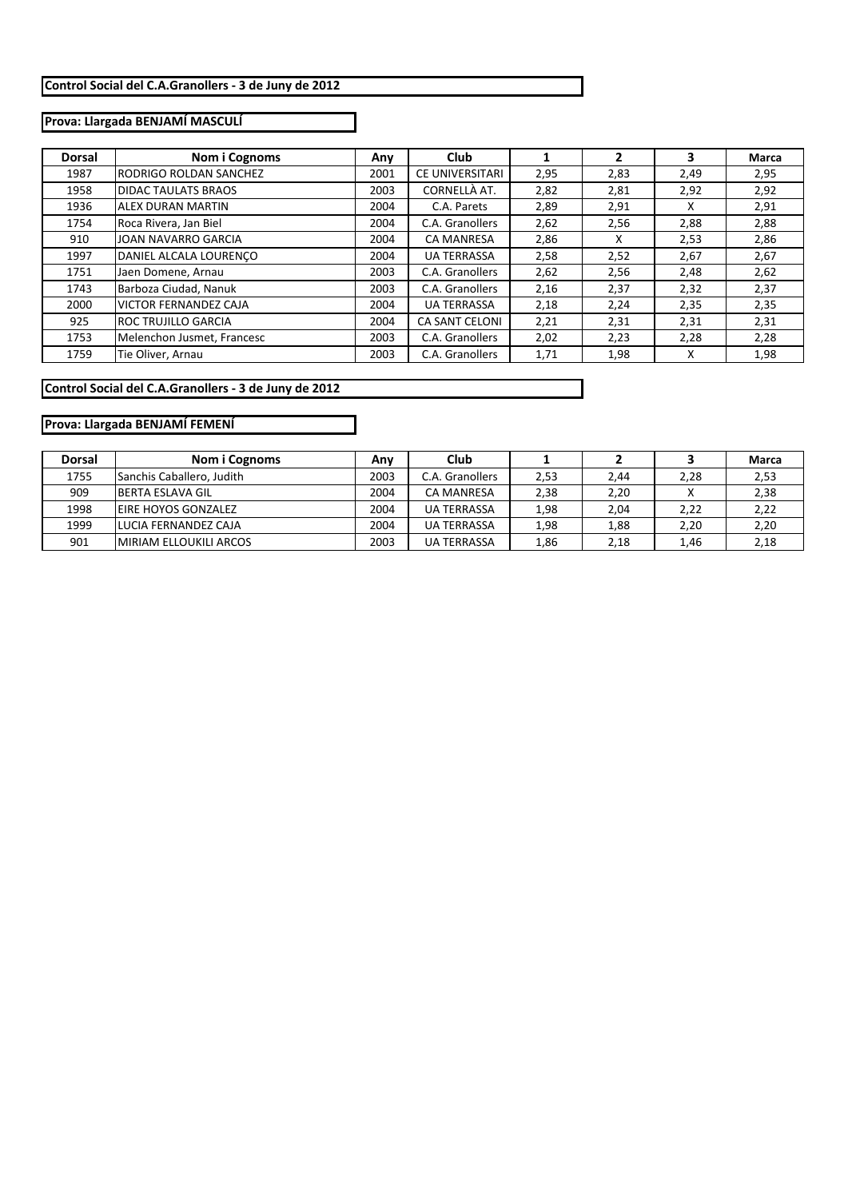**Control Social del C.A.Granollers - 3 de Juny de 2012**

**Prova: Llargada BENJAMÍ MASCULÍ**

| Dorsal | Nom i Cognoms | Any | Club | 1 | 2 | 3 | Marca |
|---|---|---|---|---|---|---|---|
| 1987 | RODRIGO ROLDAN SANCHEZ | 2001 | CE UNIVERSITARI | 2,95 | 2,83 | 2,49 | 2,95 |
| 1958 | DIDAC TAULATS BRAOS | 2003 | CORNELLÀ AT. | 2,82 | 2,81 | 2,92 | 2,92 |
| 1936 | ALEX DURAN MARTIN | 2004 | C.A. Parets | 2,89 | 2,91 | X | 2,91 |
| 1754 | Roca Rivera, Jan Biel | 2004 | C.A. Granollers | 2,62 | 2,56 | 2,88 | 2,88 |
| 910 | JOAN NAVARRO GARCIA | 2004 | CA MANRESA | 2,86 | X | 2,53 | 2,86 |
| 1997 | DANIEL ALCALA LOURENÇO | 2004 | UA TERRASSA | 2,58 | 2,52 | 2,67 | 2,67 |
| 1751 | Jaen Domene, Arnau | 2003 | C.A. Granollers | 2,62 | 2,56 | 2,48 | 2,62 |
| 1743 | Barboza Ciudad, Nanuk | 2003 | C.A. Granollers | 2,16 | 2,37 | 2,32 | 2,37 |
| 2000 | VICTOR FERNANDEZ CAJA | 2004 | UA TERRASSA | 2,18 | 2,24 | 2,35 | 2,35 |
| 925 | ROC TRUJILLO GARCIA | 2004 | CA SANT CELONI | 2,21 | 2,31 | 2,31 | 2,31 |
| 1753 | Melenchon Jusmet, Francesc | 2003 | C.A. Granollers | 2,02 | 2,23 | 2,28 | 2,28 |
| 1759 | Tie Oliver, Arnau | 2003 | C.A. Granollers | 1,71 | 1,98 | X | 1,98 |

**Control Social del C.A.Granollers - 3 de Juny de 2012**

**Prova: Llargada BENJAMÍ FEMENÍ**

| Dorsal | Nom i Cognoms | Any | Club | 1 | 2 | 3 | Marca |
|---|---|---|---|---|---|---|---|
| 1755 | Sanchis Caballero, Judith | 2003 | C.A. Granollers | 2,53 | 2,44 | 2,28 | 2,53 |
| 909 | BERTA ESLAVA GIL | 2004 | CA MANRESA | 2,38 | 2,20 | X | 2,38 |
| 1998 | EIRE HOYOS GONZALEZ | 2004 | UA TERRASSA | 1,98 | 2,04 | 2,22 | 2,22 |
| 1999 | LUCIA FERNANDEZ CAJA | 2004 | UA TERRASSA | 1,98 | 1,88 | 2,20 | 2,20 |
| 901 | MIRIAM ELLOUKILI ARCOS | 2003 | UA TERRASSA | 1,86 | 2,18 | 1,46 | 2,18 |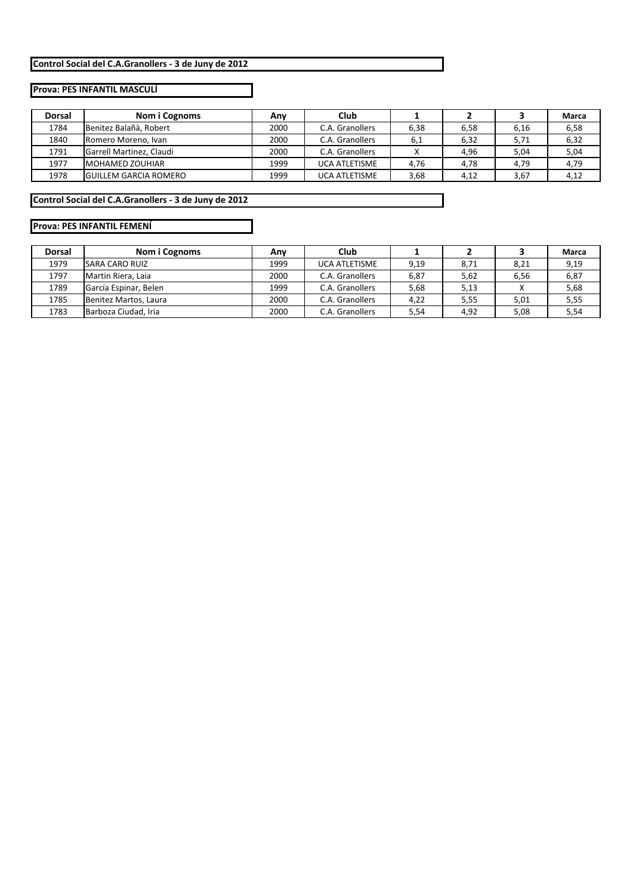**Control Social del C.A.Granollers - 3 de Juny de 2012**

**Prova: PES INFANTIL MASCULÍ**

| Dorsal | Nom i Cognoms | Any | Club | 1 | 2 | 3 | Marca |
|---|---|---|---|---|---|---|---|
| 1784 | Benitez Balañà, Robert | 2000 | C.A. Granollers | 6,38 | 6,58 | 6,16 | 6,58 |
| 1840 | Romero Moreno, Ivan | 2000 | C.A. Granollers | 6,1 | 6,32 | 5,71 | 6,32 |
| 1791 | Garrell Martinez, Claudi | 2000 | C.A. Granollers | X | 4,96 | 5,04 | 5,04 |
| 1977 | MOHAMED ZOUHIAR | 1999 | UCA ATLETISME | 4,76 | 4,78 | 4,79 | 4,79 |
| 1978 | GUILLEM GARCIA ROMERO | 1999 | UCA ATLETISME | 3,68 | 4,12 | 3,67 | 4,12 |

**Control Social del C.A.Granollers - 3 de Juny de 2012**

**Prova: PES INFANTIL FEMENÍ**

| Dorsal | Nom i Cognoms | Any | Club | 1 | 2 | 3 | Marca |
|---|---|---|---|---|---|---|---|
| 1979 | SARA CARO RUIZ | 1999 | UCA ATLETISME | 9,19 | 8,71 | 8,21 | 9,19 |
| 1797 | Martin Riera, Laia | 2000 | C.A. Granollers | 6,87 | 5,62 | 6,56 | 6,87 |
| 1789 | García Espinar, Belen | 1999 | C.A. Granollers | 5,68 | 5,13 | X | 5,68 |
| 1785 | Benitez Martos, Laura | 2000 | C.A. Granollers | 4,22 | 5,55 | 5,01 | 5,55 |
| 1783 | Barboza Ciudad, Iria | 2000 | C.A. Granollers | 5,54 | 4,92 | 5,08 | 5,54 |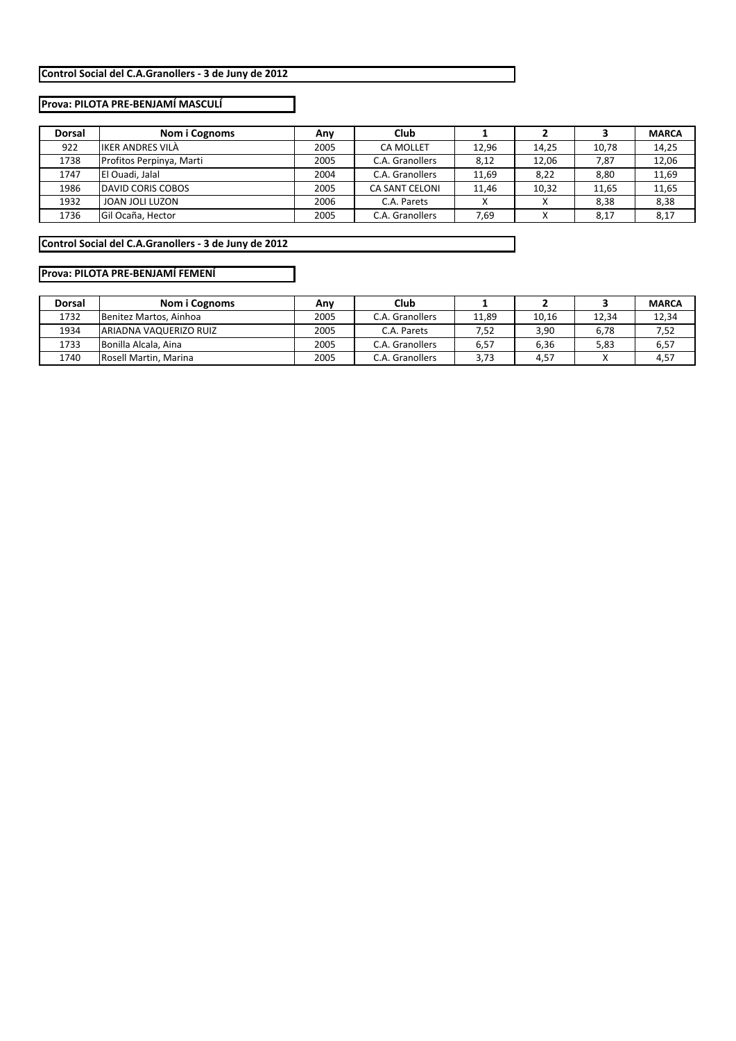**Control Social del C.A.Granollers - 3 de Juny de 2012**

**Prova: PILOTA PRE-BENJAMÍ MASCULÍ**

| Dorsal | Nom i Cognoms | Any | Club | 1 | 2 | 3 | MARCA |
|---|---|---|---|---|---|---|---|
| 922 | IKER ANDRES VILÀ | 2005 | CA MOLLET | 12,96 | 14,25 | 10,78 | 14,25 |
| 1738 | Profitos Perpinya, Marti | 2005 | C.A. Granollers | 8,12 | 12,06 | 7,87 | 12,06 |
| 1747 | El Ouadi, Jalal | 2004 | C.A. Granollers | 11,69 | 8,22 | 8,80 | 11,69 |
| 1986 | DAVID CORIS COBOS | 2005 | CA SANT CELONI | 11,46 | 10,32 | 11,65 | 11,65 |
| 1932 | JOAN JOLI LUZON | 2006 | C.A. Parets | X | X | 8,38 | 8,38 |
| 1736 | Gil Ocaña, Hector | 2005 | C.A. Granollers | 7,69 | X | 8,17 | 8,17 |

**Control Social del C.A.Granollers - 3 de Juny de 2012**

**Prova: PILOTA PRE-BENJAMÍ FEMENÍ**

| Dorsal | Nom i Cognoms | Any | Club | 1 | 2 | 3 | MARCA |
|---|---|---|---|---|---|---|---|
| 1732 | Benitez Martos, Ainhoa | 2005 | C.A. Granollers | 11,89 | 10,16 | 12,34 | 12,34 |
| 1934 | ARIADNA VAQUERIZO RUIZ | 2005 | C.A. Parets | 7,52 | 3,90 | 6,78 | 7,52 |
| 1733 | Bonilla Alcala, Aina | 2005 | C.A. Granollers | 6,57 | 6,36 | 5,83 | 6,57 |
| 1740 | Rosell Martin, Marina | 2005 | C.A. Granollers | 3,73 | 4,57 | X | 4,57 |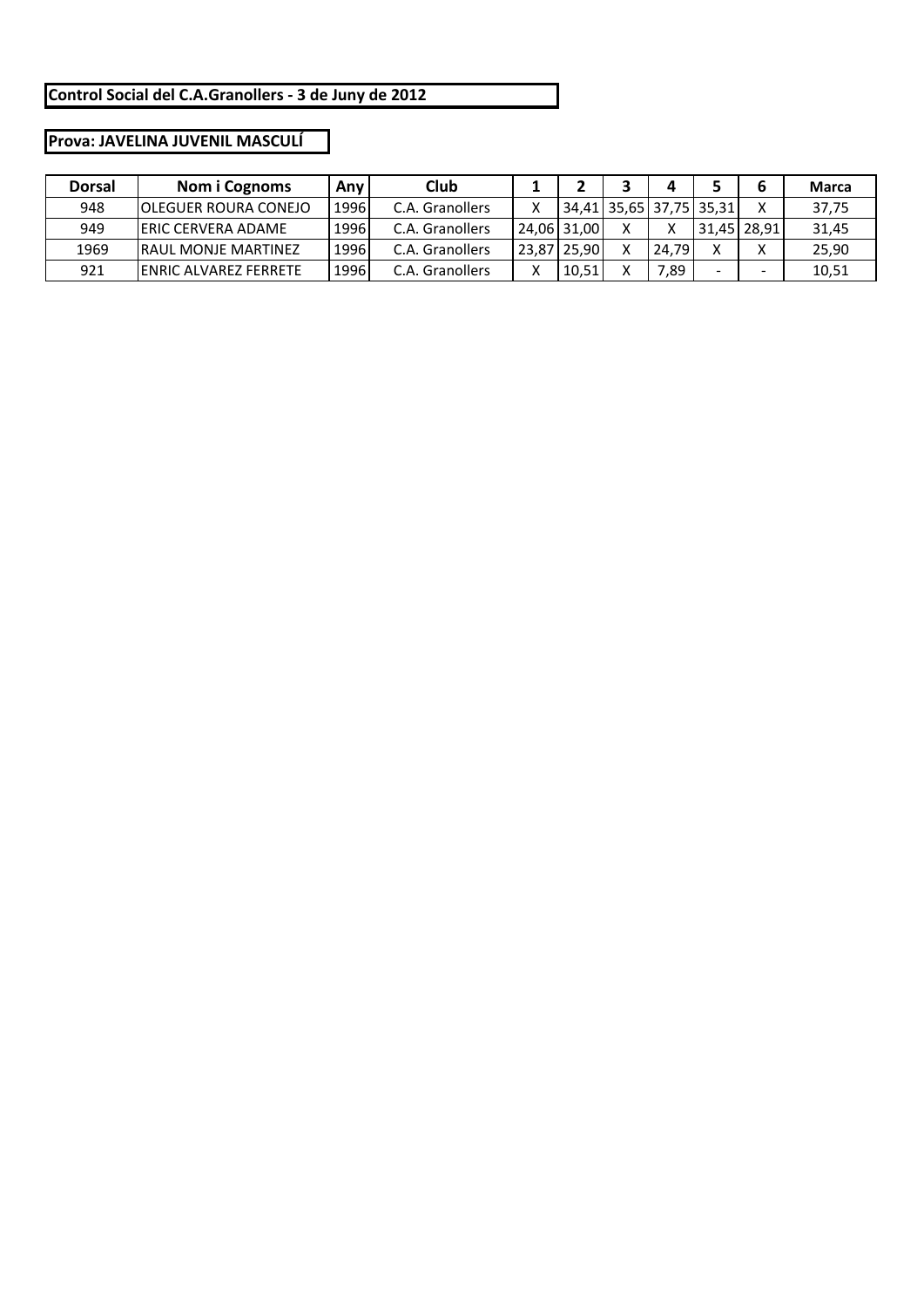**Control Social del C.A.Granollers - 3 de Juny de 2012**

**Prova: JAVELINA JUVENIL MASCULÍ**

| Dorsal | Nom i Cognoms | Any | Club | 1 | 2 | 3 | 4 | 5 | 6 | Marca |
|---|---|---|---|---|---|---|---|---|---|---|
| 948 | OLEGUER ROURA CONEJO | 1996 | C.A. Granollers | X | 34,41 | 35,65 | 37,75 | 35,31 | X | 37,75 |
| 949 | ERIC CERVERA ADAME | 1996 | C.A. Granollers | 24,06 | 31,00 | X | X | 31,45 | 28,91 | 31,45 |
| 1969 | RAUL MONJE MARTINEZ | 1996 | C.A. Granollers | 23,87 | 25,90 | X | 24,79 | X | X | 25,90 |
| 921 | ENRIC ALVAREZ FERRETE | 1996 | C.A. Granollers | X | 10,51 | X | 7,89 | - | - | 10,51 |